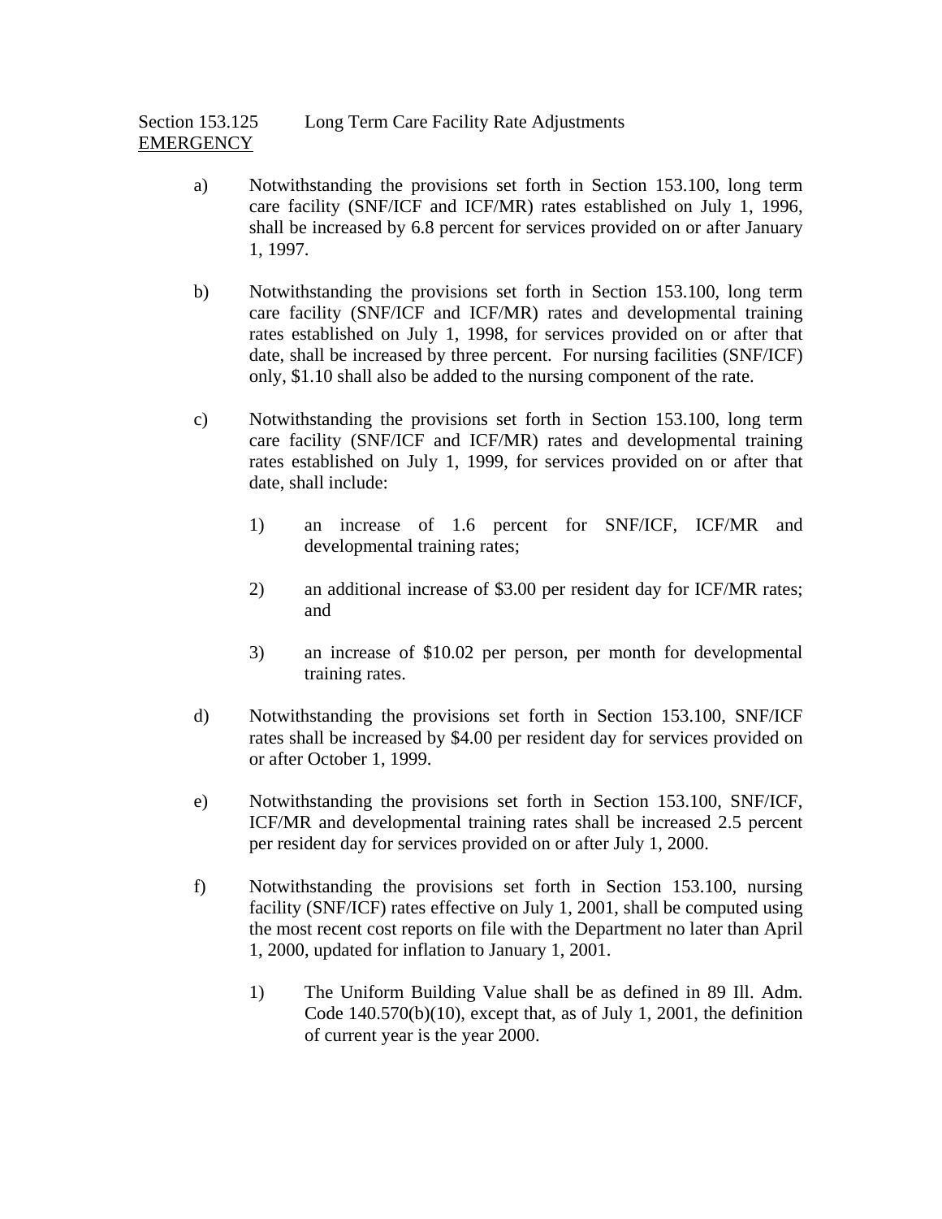Section 153.125 Long Term Care Facility Rate Adjustments
EMERGENCY

a) Notwithstanding the provisions set forth in Section 153.100, long term care facility (SNF/ICF and ICF/MR) rates established on July 1, 1996, shall be increased by 6.8 percent for services provided on or after January 1, 1997.

b) Notwithstanding the provisions set forth in Section 153.100, long term care facility (SNF/ICF and ICF/MR) rates and developmental training rates established on July 1, 1998, for services provided on or after that date, shall be increased by three percent. For nursing facilities (SNF/ICF) only, $1.10 shall also be added to the nursing component of the rate.

c) Notwithstanding the provisions set forth in Section 153.100, long term care facility (SNF/ICF and ICF/MR) rates and developmental training rates established on July 1, 1999, for services provided on or after that date, shall include:

1) an increase of 1.6 percent for SNF/ICF, ICF/MR and developmental training rates;

2) an additional increase of $3.00 per resident day for ICF/MR rates; and

3) an increase of $10.02 per person, per month for developmental training rates.

d) Notwithstanding the provisions set forth in Section 153.100, SNF/ICF rates shall be increased by $4.00 per resident day for services provided on or after October 1, 1999.

e) Notwithstanding the provisions set forth in Section 153.100, SNF/ICF, ICF/MR and developmental training rates shall be increased 2.5 percent per resident day for services provided on or after July 1, 2000.

f) Notwithstanding the provisions set forth in Section 153.100, nursing facility (SNF/ICF) rates effective on July 1, 2001, shall be computed using the most recent cost reports on file with the Department no later than April 1, 2000, updated for inflation to January 1, 2001.

1) The Uniform Building Value shall be as defined in 89 Ill. Adm. Code 140.570(b)(10), except that, as of July 1, 2001, the definition of current year is the year 2000.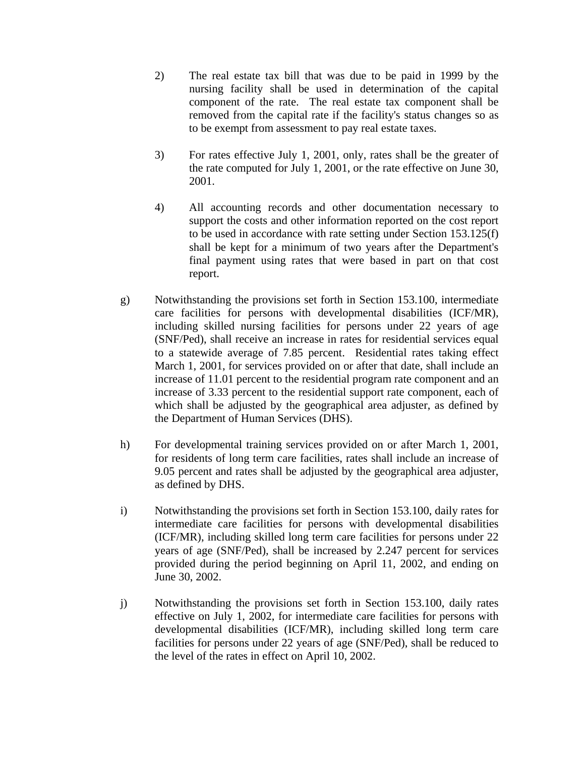2) The real estate tax bill that was due to be paid in 1999 by the nursing facility shall be used in determination of the capital component of the rate. The real estate tax component shall be removed from the capital rate if the facility's status changes so as to be exempt from assessment to pay real estate taxes.

3) For rates effective July 1, 2001, only, rates shall be the greater of the rate computed for July 1, 2001, or the rate effective on June 30, 2001.

4) All accounting records and other documentation necessary to support the costs and other information reported on the cost report to be used in accordance with rate setting under Section 153.125(f) shall be kept for a minimum of two years after the Department's final payment using rates that were based in part on that cost report.

g) Notwithstanding the provisions set forth in Section 153.100, intermediate care facilities for persons with developmental disabilities (ICF/MR), including skilled nursing facilities for persons under 22 years of age (SNF/Ped), shall receive an increase in rates for residential services equal to a statewide average of 7.85 percent. Residential rates taking effect March 1, 2001, for services provided on or after that date, shall include an increase of 11.01 percent to the residential program rate component and an increase of 3.33 percent to the residential support rate component, each of which shall be adjusted by the geographical area adjuster, as defined by the Department of Human Services (DHS).

h) For developmental training services provided on or after March 1, 2001, for residents of long term care facilities, rates shall include an increase of 9.05 percent and rates shall be adjusted by the geographical area adjuster, as defined by DHS.

i) Notwithstanding the provisions set forth in Section 153.100, daily rates for intermediate care facilities for persons with developmental disabilities (ICF/MR), including skilled long term care facilities for persons under 22 years of age (SNF/Ped), shall be increased by 2.247 percent for services provided during the period beginning on April 11, 2002, and ending on June 30, 2002.

j) Notwithstanding the provisions set forth in Section 153.100, daily rates effective on July 1, 2002, for intermediate care facilities for persons with developmental disabilities (ICF/MR), including skilled long term care facilities for persons under 22 years of age (SNF/Ped), shall be reduced to the level of the rates in effect on April 10, 2002.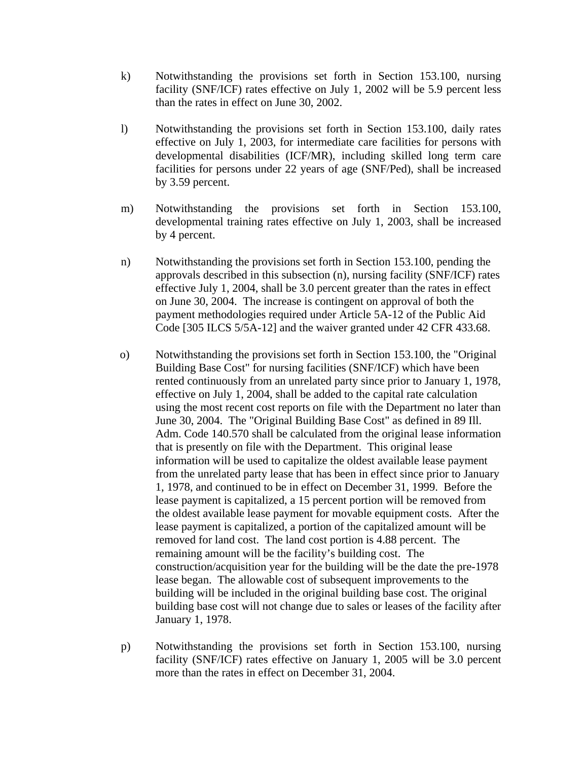k) Notwithstanding the provisions set forth in Section 153.100, nursing facility (SNF/ICF) rates effective on July 1, 2002 will be 5.9 percent less than the rates in effect on June 30, 2002.

l) Notwithstanding the provisions set forth in Section 153.100, daily rates effective on July 1, 2003, for intermediate care facilities for persons with developmental disabilities (ICF/MR), including skilled long term care facilities for persons under 22 years of age (SNF/Ped), shall be increased by 3.59 percent.

m) Notwithstanding the provisions set forth in Section 153.100, developmental training rates effective on July 1, 2003, shall be increased by 4 percent.

n) Notwithstanding the provisions set forth in Section 153.100, pending the approvals described in this subsection (n), nursing facility (SNF/ICF) rates effective July 1, 2004, shall be 3.0 percent greater than the rates in effect on June 30, 2004. The increase is contingent on approval of both the payment methodologies required under Article 5A-12 of the Public Aid Code [305 ILCS 5/5A-12] and the waiver granted under 42 CFR 433.68.

o) Notwithstanding the provisions set forth in Section 153.100, the "Original Building Base Cost" for nursing facilities (SNF/ICF) which have been rented continuously from an unrelated party since prior to January 1, 1978, effective on July 1, 2004, shall be added to the capital rate calculation using the most recent cost reports on file with the Department no later than June 30, 2004. The "Original Building Base Cost" as defined in 89 Ill. Adm. Code 140.570 shall be calculated from the original lease information that is presently on file with the Department. This original lease information will be used to capitalize the oldest available lease payment from the unrelated party lease that has been in effect since prior to January 1, 1978, and continued to be in effect on December 31, 1999. Before the lease payment is capitalized, a 15 percent portion will be removed from the oldest available lease payment for movable equipment costs. After the lease payment is capitalized, a portion of the capitalized amount will be removed for land cost. The land cost portion is 4.88 percent. The remaining amount will be the facility's building cost. The construction/acquisition year for the building will be the date the pre-1978 lease began. The allowable cost of subsequent improvements to the building will be included in the original building base cost. The original building base cost will not change due to sales or leases of the facility after January 1, 1978.

p) Notwithstanding the provisions set forth in Section 153.100, nursing facility (SNF/ICF) rates effective on January 1, 2005 will be 3.0 percent more than the rates in effect on December 31, 2004.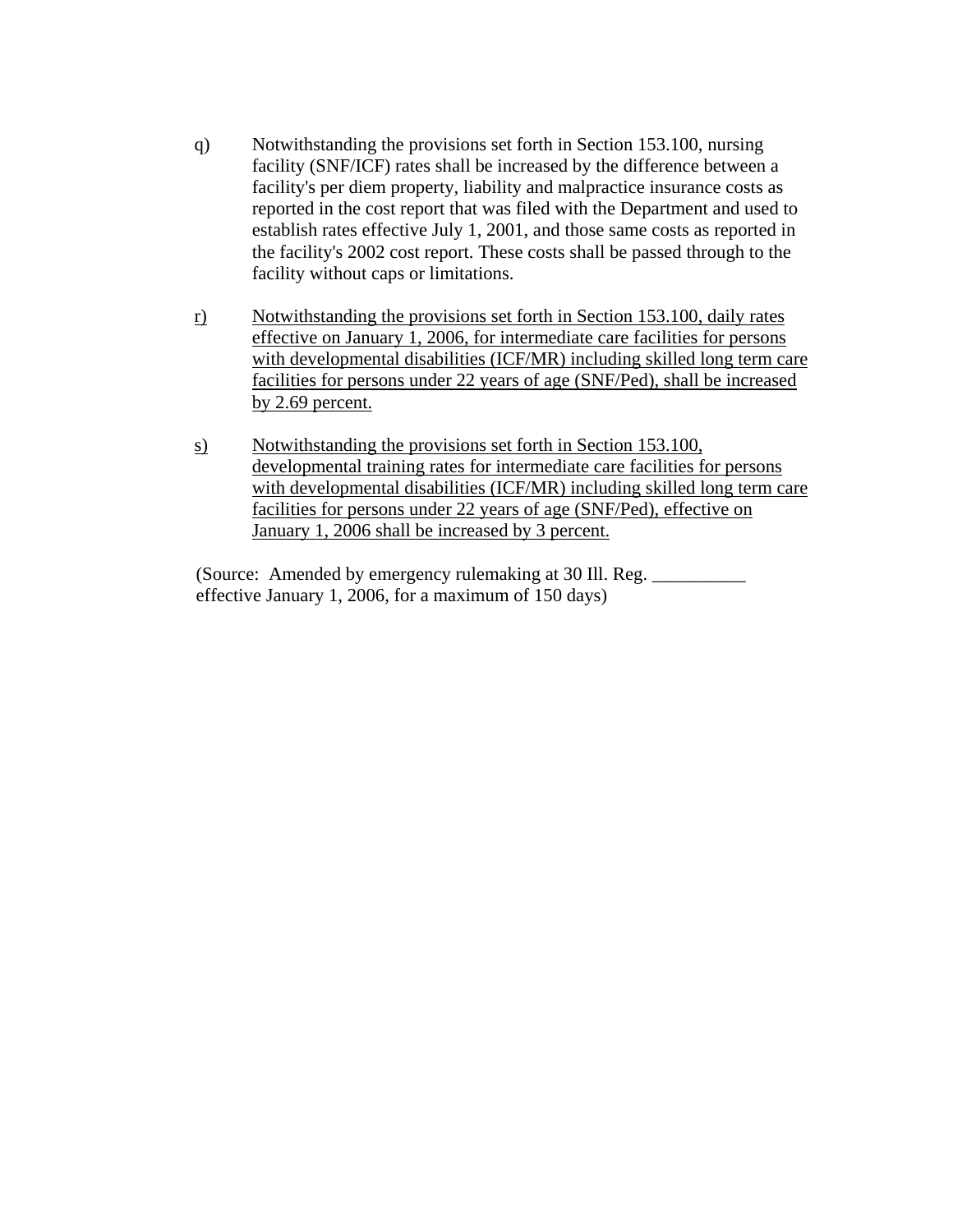q) Notwithstanding the provisions set forth in Section 153.100, nursing facility (SNF/ICF) rates shall be increased by the difference between a facility's per diem property, liability and malpractice insurance costs as reported in the cost report that was filed with the Department and used to establish rates effective July 1, 2001, and those same costs as reported in the facility's 2002 cost report. These costs shall be passed through to the facility without caps or limitations.

<u>r)</u> <u>Notwithstanding the provisions set forth in Section 153.100, daily rates effective on January 1, 2006, for intermediate care facilities for persons with developmental disabilities (ICF/MR) including skilled long term care facilities for persons under 22 years of age (SNF/Ped), shall be increased by 2.69 percent.</u>

<u>s)</u> <u>Notwithstanding the provisions set forth in Section 153.100, developmental training rates for intermediate care facilities for persons with developmental disabilities (ICF/MR) including skilled long term care facilities for persons under 22 years of age (SNF/Ped), effective on January 1, 2006 shall be increased by 3 percent.</u>

(Source: Amended by emergency rulemaking at 30 Ill. Reg. __________ effective January 1, 2006, for a maximum of 150 days)